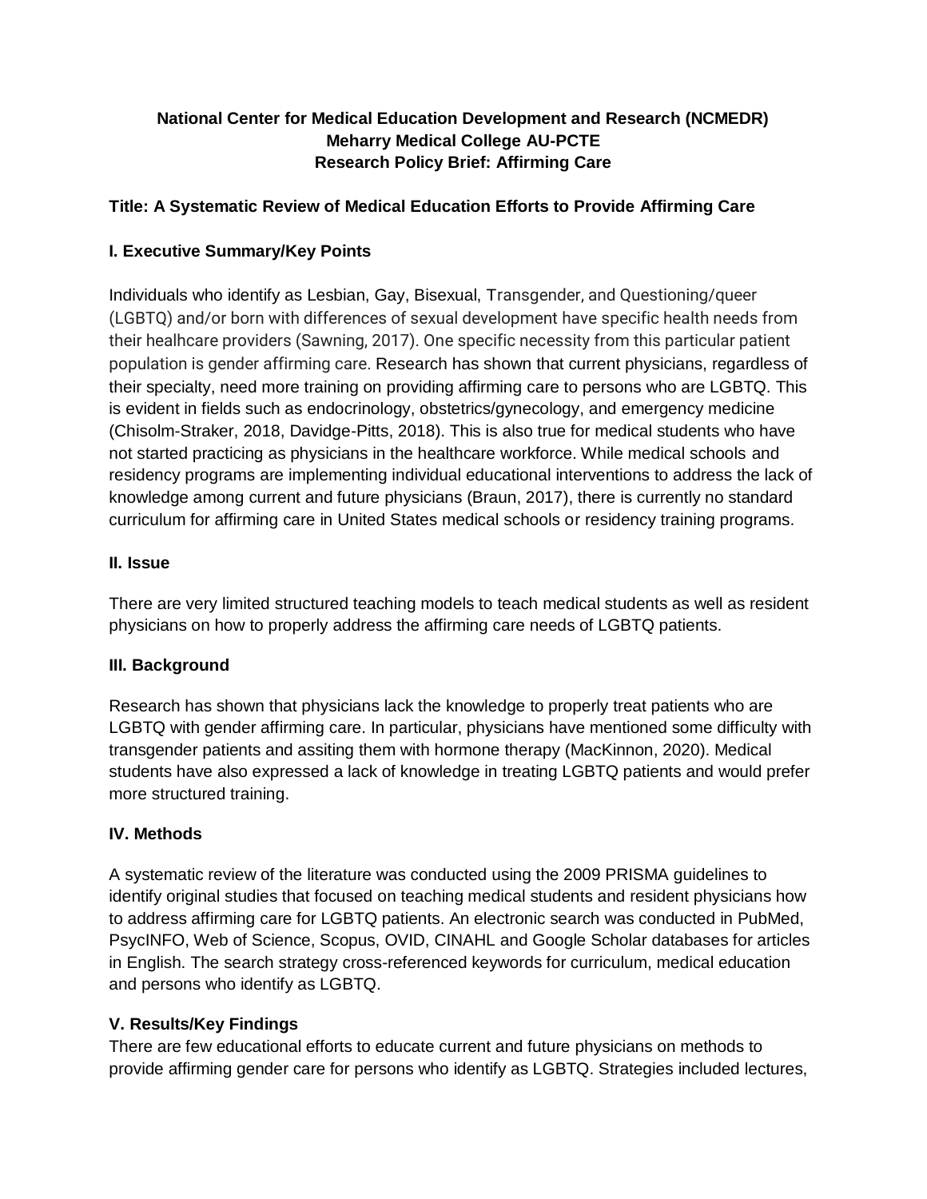**National Center for Medical Education Development and Research (NCMEDR)**
**Meharry Medical College AU-PCTE**
**Research Policy Brief: Affirming Care**

## Title: A Systematic Review of Medical Education Efforts to Provide Affirming Care

### I. Executive Summary/Key Points

Individuals who identify as Lesbian, Gay, Bisexual, Transgender, and Questioning/queer (LGBTQ) and/or born with differences of sexual development have specific health needs from their healthcare providers (Sawning, 2017). One specific necessity from this particular patient population is gender affirming care. Research has shown that current physicians, regardless of their specialty, need more training on providing affirming care to persons who are LGBTQ. This is evident in fields such as endocrinology, obstetrics/gynecology, and emergency medicine (Chisolm-Straker, 2018, Davidge-Pitts, 2018). This is also true for medical students who have not started practicing as physicians in the healthcare workforce. While medical schools and residency programs are implementing individual educational interventions to address the lack of knowledge among current and future physicians (Braun, 2017), there is currently no standard curriculum for affirming care in United States medical schools or residency training programs.

### II. Issue

There are very limited structured teaching models to teach medical students as well as resident physicians on how to properly address the affirming care needs of LGBTQ patients.

### III. Background

Research has shown that physicians lack the knowledge to properly treat patients who are LGBTQ with gender affirming care. In particular, physicians have mentioned some difficulty with transgender patients and assiting them with hormone therapy (MacKinnon, 2020). Medical students have also expressed a lack of knowledge in treating LGBTQ patients and would prefer more structured training.

### IV. Methods

A systematic review of the literature was conducted using the 2009 PRISMA guidelines to identify original studies that focused on teaching medical students and resident physicians how to address affirming care for LGBTQ patients. An electronic search was conducted in PubMed, PsycINFO, Web of Science, Scopus, OVID, CINAHL and Google Scholar databases for articles in English. The search strategy cross-referenced keywords for curriculum, medical education and persons who identify as LGBTQ.

### V. Results/Key Findings

There are few educational efforts to educate current and future physicians on methods to provide affirming gender care for persons who identify as LGBTQ. Strategies included lectures,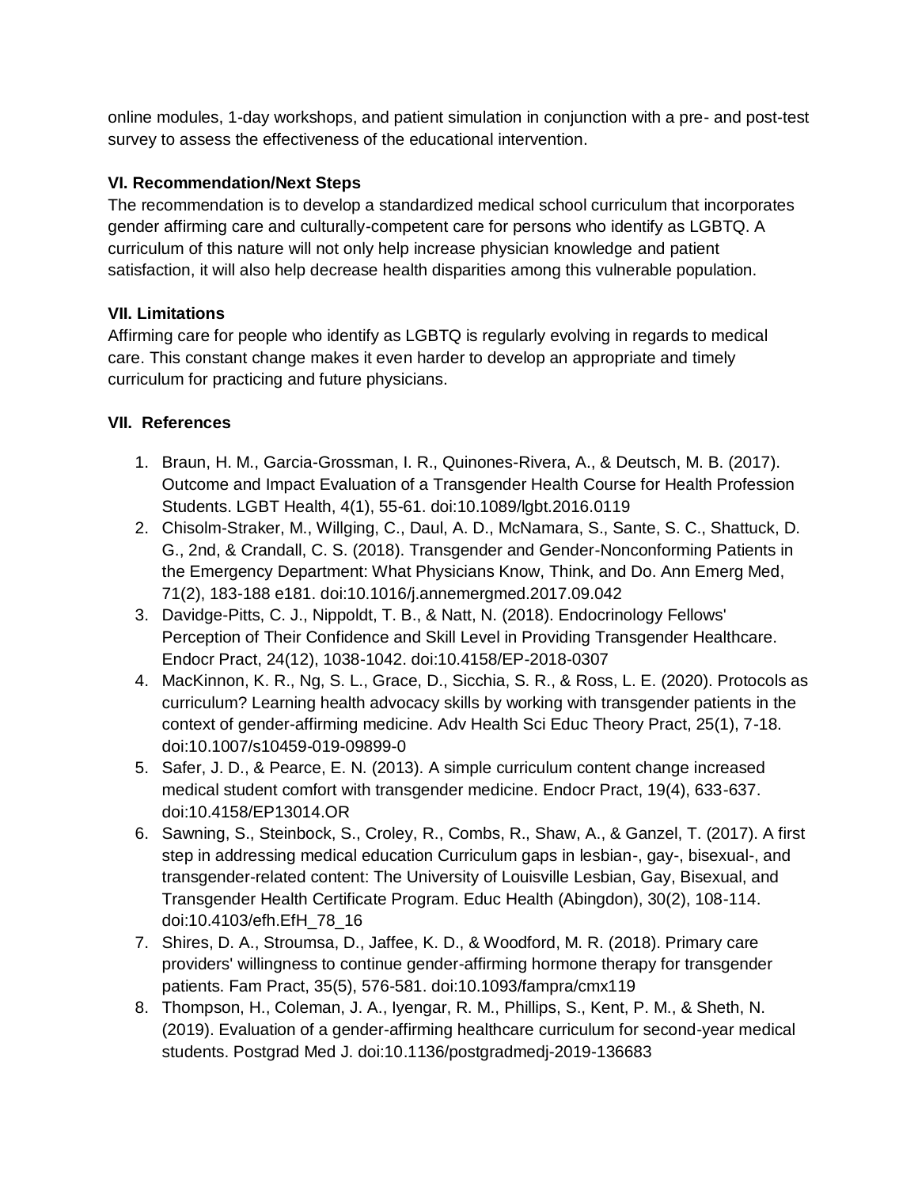online modules, 1-day workshops, and patient simulation in conjunction with a pre- and post-test survey to assess the effectiveness of the educational intervention.

### VI. Recommendation/Next Steps

The recommendation is to develop a standardized medical school curriculum that incorporates gender affirming care and culturally-competent care for persons who identify as LGBTQ. A curriculum of this nature will not only help increase physician knowledge and patient satisfaction, it will also help decrease health disparities among this vulnerable population.

### VII. Limitations

Affirming care for people who identify as LGBTQ is regularly evolving in regards to medical care. This constant change makes it even harder to develop an appropriate and timely curriculum for practicing and future physicians.

### VII. References

1. Braun, H. M., Garcia-Grossman, I. R., Quinones-Rivera, A., & Deutsch, M. B. (2017). Outcome and Impact Evaluation of a Transgender Health Course for Health Profession Students. LGBT Health, 4(1), 55-61. doi:10.1089/lgbt.2016.0119
2. Chisolm-Straker, M., Willging, C., Daul, A. D., McNamara, S., Sante, S. C., Shattuck, D. G., 2nd, & Crandall, C. S. (2018). Transgender and Gender-Nonconforming Patients in the Emergency Department: What Physicians Know, Think, and Do. Ann Emerg Med, 71(2), 183-188 e181. doi:10.1016/j.annemergmed.2017.09.042
3. Davidge-Pitts, C. J., Nippoldt, T. B., & Natt, N. (2018). Endocrinology Fellows' Perception of Their Confidence and Skill Level in Providing Transgender Healthcare. Endocr Pract, 24(12), 1038-1042. doi:10.4158/EP-2018-0307
4. MacKinnon, K. R., Ng, S. L., Grace, D., Sicchia, S. R., & Ross, L. E. (2020). Protocols as curriculum? Learning health advocacy skills by working with transgender patients in the context of gender-affirming medicine. Adv Health Sci Educ Theory Pract, 25(1), 7-18. doi:10.1007/s10459-019-09899-0
5. Safer, J. D., & Pearce, E. N. (2013). A simple curriculum content change increased medical student comfort with transgender medicine. Endocr Pract, 19(4), 633-637. doi:10.4158/EP13014.OR
6. Sawning, S., Steinbock, S., Croley, R., Combs, R., Shaw, A., & Ganzel, T. (2017). A first step in addressing medical education Curriculum gaps in lesbian-, gay-, bisexual-, and transgender-related content: The University of Louisville Lesbian, Gay, Bisexual, and Transgender Health Certificate Program. Educ Health (Abingdon), 30(2), 108-114. doi:10.4103/efh.EfH_78_16
7. Shires, D. A., Stroumsa, D., Jaffee, K. D., & Woodford, M. R. (2018). Primary care providers' willingness to continue gender-affirming hormone therapy for transgender patients. Fam Pract, 35(5), 576-581. doi:10.1093/fampra/cmx119
8. Thompson, H., Coleman, J. A., Iyengar, R. M., Phillips, S., Kent, P. M., & Sheth, N. (2019). Evaluation of a gender-affirming healthcare curriculum for second-year medical students. Postgrad Med J. doi:10.1136/postgradmedj-2019-136683